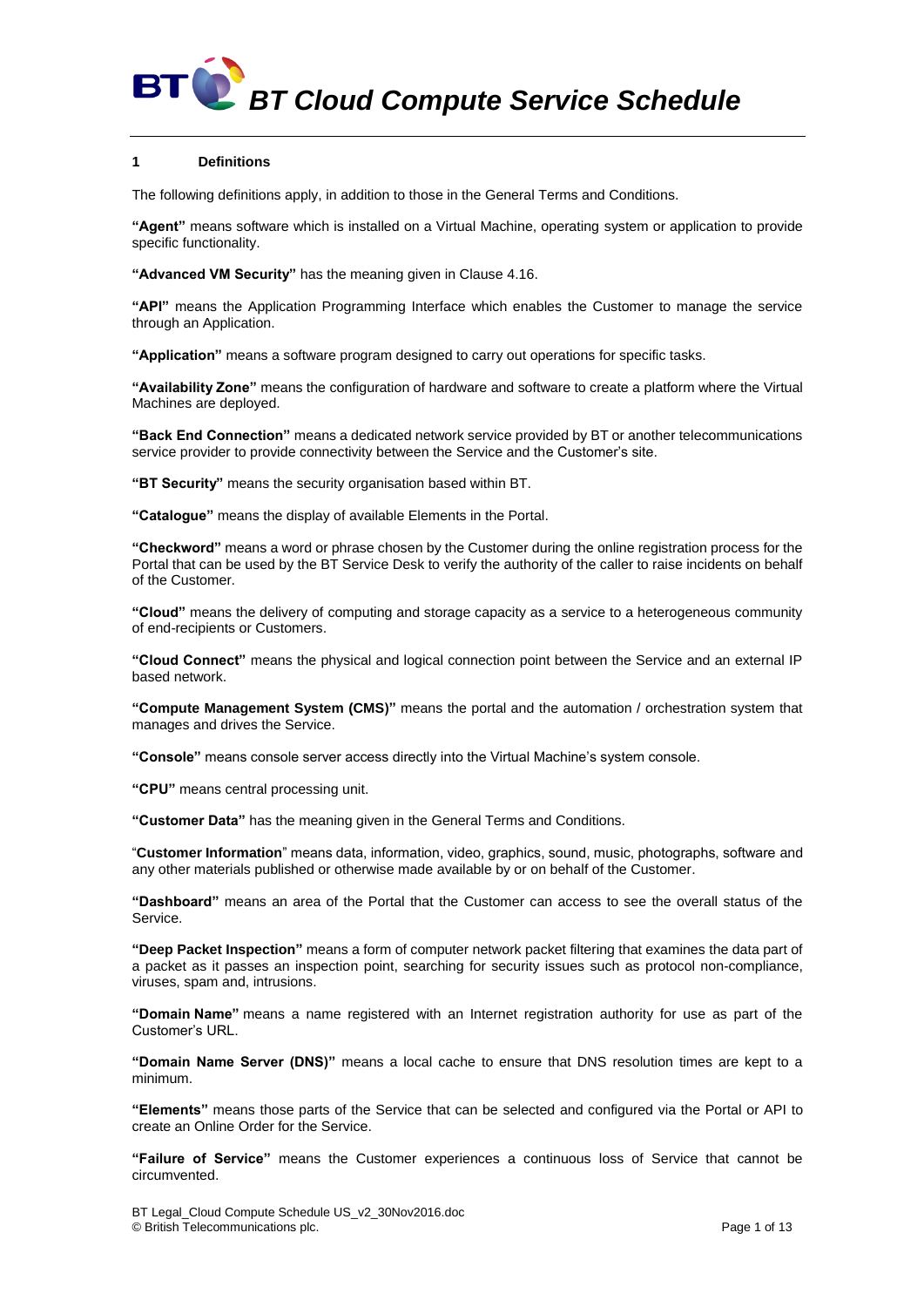# BT Cloud Compute Service Schedule

## 1 Definitions

The following definitions apply, in addition to those in the General Terms and Conditions.

**"Agent"** means software which is installed on a Virtual Machine, operating system or application to provide specific functionality.

**"Advanced VM Security"** has the meaning given in Clause 4.16.

**"API"** means the Application Programming Interface which enables the Customer to manage the service through an Application.

**"Application"** means a software program designed to carry out operations for specific tasks.

**"Availability Zone"** means the configuration of hardware and software to create a platform where the Virtual Machines are deployed.

**"Back End Connection"** means a dedicated network service provided by BT or another telecommunications service provider to provide connectivity between the Service and the Customer's site.

**"BT Security"** means the security organisation based within BT.

**"Catalogue"** means the display of available Elements in the Portal.

**"Checkword"** means a word or phrase chosen by the Customer during the online registration process for the Portal that can be used by the BT Service Desk to verify the authority of the caller to raise incidents on behalf of the Customer.

**"Cloud"** means the delivery of computing and storage capacity as a service to a heterogeneous community of end-recipients or Customers.

**"Cloud Connect"** means the physical and logical connection point between the Service and an external IP based network.

**"Compute Management System (CMS)"** means the portal and the automation / orchestration system that manages and drives the Service.

**"Console"** means console server access directly into the Virtual Machine's system console.

**"CPU"** means central processing unit.

**"Customer Data"** has the meaning given in the General Terms and Conditions.

"**Customer Information**" means data, information, video, graphics, sound, music, photographs, software and any other materials published or otherwise made available by or on behalf of the Customer.

**"Dashboard"** means an area of the Portal that the Customer can access to see the overall status of the Service.

**"Deep Packet Inspection"** means a form of computer network packet filtering that examines the data part of a packet as it passes an inspection point, searching for security issues such as protocol non-compliance, viruses, spam and, intrusions.

**"Domain Name"** means a name registered with an Internet registration authority for use as part of the Customer's URL.

**"Domain Name Server (DNS)"** means a local cache to ensure that DNS resolution times are kept to a minimum.

**"Elements"** means those parts of the Service that can be selected and configured via the Portal or API to create an Online Order for the Service.

**"Failure of Service"** means the Customer experiences a continuous loss of Service that cannot be circumvented.

BT Legal_Cloud Compute Schedule US_v2_30Nov2016.doc
© British Telecommunications plc.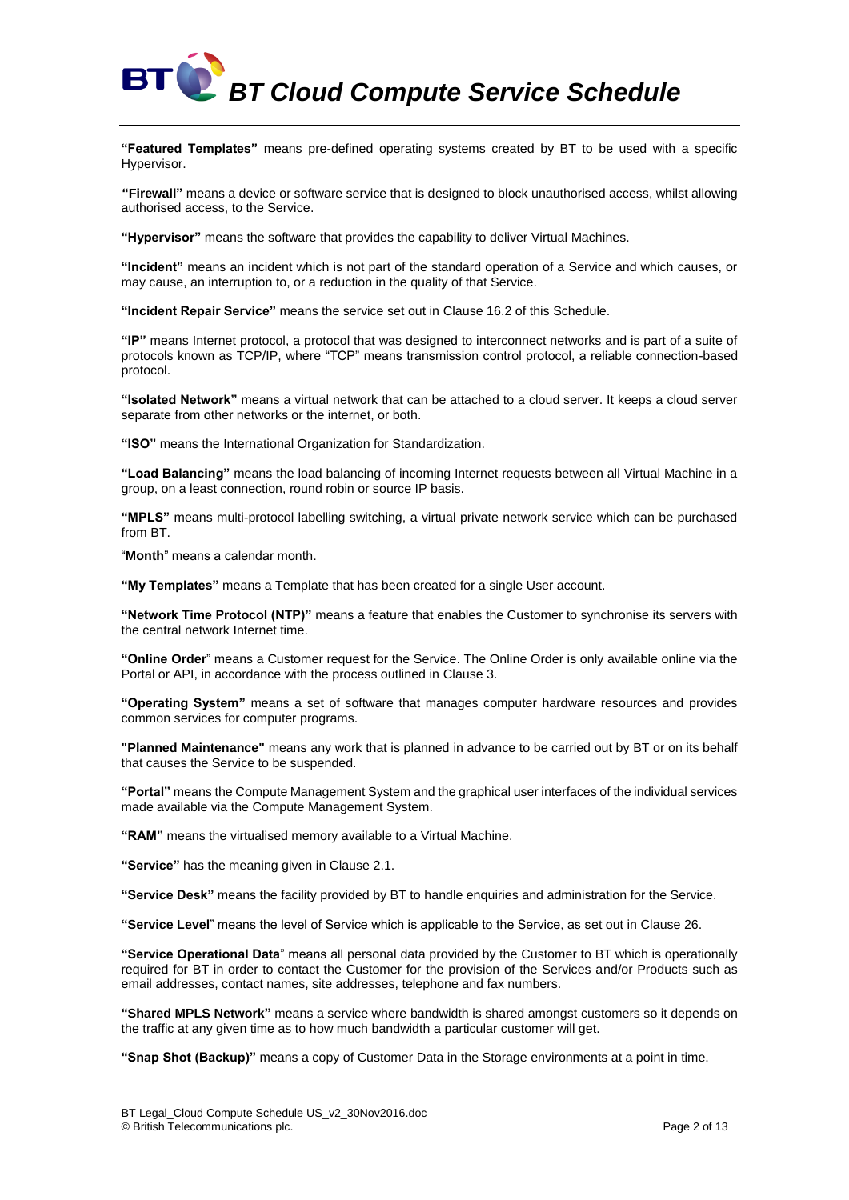**"Featured Templates"** means pre-defined operating systems created by BT to be used with a specific Hypervisor.

**"Firewall"** means a device or software service that is designed to block unauthorised access, whilst allowing authorised access, to the Service.

**"Hypervisor"** means the software that provides the capability to deliver Virtual Machines.

**"Incident"** means an incident which is not part of the standard operation of a Service and which causes, or may cause, an interruption to, or a reduction in the quality of that Service.

**"Incident Repair Service"** means the service set out in Clause 16.2 of this Schedule.

**"IP"** means Internet protocol, a protocol that was designed to interconnect networks and is part of a suite of protocols known as TCP/IP, where "TCP" means transmission control protocol, a reliable connection-based protocol.

**"Isolated Network"** means a virtual network that can be attached to a cloud server. It keeps a cloud server separate from other networks or the internet, or both.

**"ISO"** means the International Organization for Standardization.

**"Load Balancing"** means the load balancing of incoming Internet requests between all Virtual Machine in a group, on a least connection, round robin or source IP basis.

**"MPLS"** means multi-protocol labelling switching, a virtual private network service which can be purchased from BT.

"**Month**" means a calendar month.

**"My Templates"** means a Template that has been created for a single User account.

**"Network Time Protocol (NTP)"** means a feature that enables the Customer to synchronise its servers with the central network Internet time.

**"Online Order**" means a Customer request for the Service. The Online Order is only available online via the Portal or API, in accordance with the process outlined in Clause 3.

**"Operating System"** means a set of software that manages computer hardware resources and provides common services for computer programs.

**"Planned Maintenance"** means any work that is planned in advance to be carried out by BT or on its behalf that causes the Service to be suspended.

**"Portal"** means the Compute Management System and the graphical user interfaces of the individual services made available via the Compute Management System.

**"RAM"** means the virtualised memory available to a Virtual Machine.

**"Service"** has the meaning given in Clause 2.1.

**"Service Desk"** means the facility provided by BT to handle enquiries and administration for the Service.

**"Service Level**" means the level of Service which is applicable to the Service, as set out in Clause 26.

**"Service Operational Data**" means all personal data provided by the Customer to BT which is operationally required for BT in order to contact the Customer for the provision of the Services and/or Products such as email addresses, contact names, site addresses, telephone and fax numbers.

**"Shared MPLS Network"** means a service where bandwidth is shared amongst customers so it depends on the traffic at any given time as to how much bandwidth a particular customer will get.

**"Snap Shot (Backup)"** means a copy of Customer Data in the Storage environments at a point in time.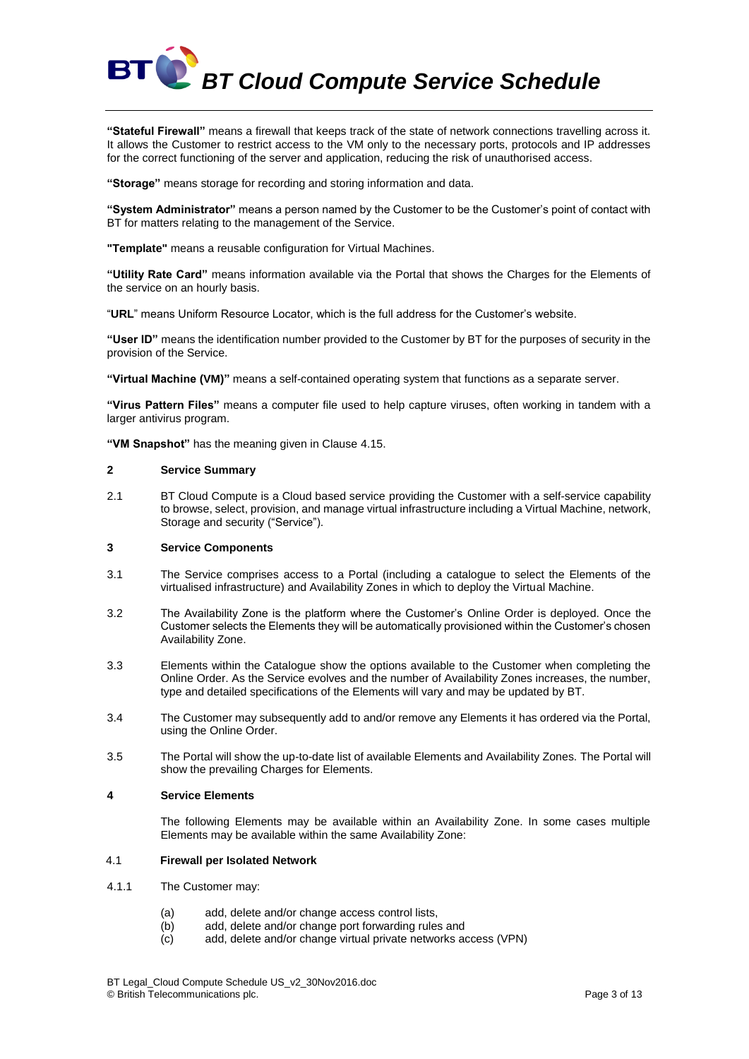**"Stateful Firewall"** means a firewall that keeps track of the state of network connections travelling across it. It allows the Customer to restrict access to the VM only to the necessary ports, protocols and IP addresses for the correct functioning of the server and application, reducing the risk of unauthorised access.

**"Storage"** means storage for recording and storing information and data.

**"System Administrator"** means a person named by the Customer to be the Customer's point of contact with BT for matters relating to the management of the Service.

**"Template"** means a reusable configuration for Virtual Machines.

**"Utility Rate Card"** means information available via the Portal that shows the Charges for the Elements of the service on an hourly basis.

"**URL**" means Uniform Resource Locator, which is the full address for the Customer's website.

**"User ID"** means the identification number provided to the Customer by BT for the purposes of security in the provision of the Service.

**"Virtual Machine (VM)"** means a self-contained operating system that functions as a separate server.

**"Virus Pattern Files"** means a computer file used to help capture viruses, often working in tandem with a larger antivirus program.

**"VM Snapshot"** has the meaning given in Clause 4.15.

## 2 Service Summary

2.1 BT Cloud Compute is a Cloud based service providing the Customer with a self-service capability to browse, select, provision, and manage virtual infrastructure including a Virtual Machine, network, Storage and security ("Service").

## 3 Service Components

3.1 The Service comprises access to a Portal (including a catalogue to select the Elements of the virtualised infrastructure) and Availability Zones in which to deploy the Virtual Machine.

3.2 The Availability Zone is the platform where the Customer's Online Order is deployed. Once the Customer selects the Elements they will be automatically provisioned within the Customer's chosen Availability Zone.

3.3 Elements within the Catalogue show the options available to the Customer when completing the Online Order. As the Service evolves and the number of Availability Zones increases, the number, type and detailed specifications of the Elements will vary and may be updated by BT.

3.4 The Customer may subsequently add to and/or remove any Elements it has ordered via the Portal, using the Online Order.

3.5 The Portal will show the up-to-date list of available Elements and Availability Zones. The Portal will show the prevailing Charges for Elements.

## 4 Service Elements

The following Elements may be available within an Availability Zone. In some cases multiple Elements may be available within the same Availability Zone:

### 4.1 Firewall per Isolated Network

4.1.1 The Customer may:

(a) add, delete and/or change access control lists,
(b) add, delete and/or change port forwarding rules and
(c) add, delete and/or change virtual private networks access (VPN)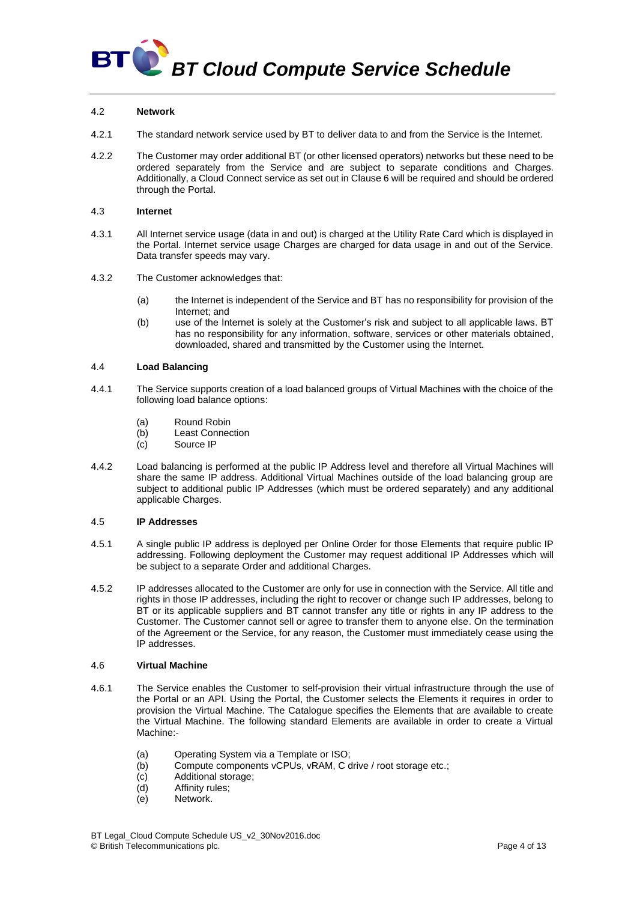### 4.2 Network

4.2.1 The standard network service used by BT to deliver data to and from the Service is the Internet.

4.2.2 The Customer may order additional BT (or other licensed operators) networks but these need to be ordered separately from the Service and are subject to separate conditions and Charges. Additionally, a Cloud Connect service as set out in Clause 6 will be required and should be ordered through the Portal.

### 4.3 Internet

4.3.1 All Internet service usage (data in and out) is charged at the Utility Rate Card which is displayed in the Portal. Internet service usage Charges are charged for data usage in and out of the Service. Data transfer speeds may vary.

4.3.2 The Customer acknowledges that:

(a) the Internet is independent of the Service and BT has no responsibility for provision of the Internet; and

(b) use of the Internet is solely at the Customer's risk and subject to all applicable laws. BT has no responsibility for any information, software, services or other materials obtained, downloaded, shared and transmitted by the Customer using the Internet.

### 4.4 Load Balancing

4.4.1 The Service supports creation of a load balanced groups of Virtual Machines with the choice of the following load balance options:

(a) Round Robin
(b) Least Connection
(c) Source IP

4.4.2 Load balancing is performed at the public IP Address level and therefore all Virtual Machines will share the same IP address. Additional Virtual Machines outside of the load balancing group are subject to additional public IP Addresses (which must be ordered separately) and any additional applicable Charges.

### 4.5 IP Addresses

4.5.1 A single public IP address is deployed per Online Order for those Elements that require public IP addressing. Following deployment the Customer may request additional IP Addresses which will be subject to a separate Order and additional Charges.

4.5.2 IP addresses allocated to the Customer are only for use in connection with the Service. All title and rights in those IP addresses, including the right to recover or change such IP addresses, belong to BT or its applicable suppliers and BT cannot transfer any title or rights in any IP address to the Customer. The Customer cannot sell or agree to transfer them to anyone else. On the termination of the Agreement or the Service, for any reason, the Customer must immediately cease using the IP addresses.

### 4.6 Virtual Machine

4.6.1 The Service enables the Customer to self-provision their virtual infrastructure through the use of the Portal or an API. Using the Portal, the Customer selects the Elements it requires in order to provision the Virtual Machine. The Catalogue specifies the Elements that are available to create the Virtual Machine. The following standard Elements are available in order to create a Virtual Machine:-

(a) Operating System via a Template or ISO;
(b) Compute components vCPUs, vRAM, C drive / root storage etc.;
(c) Additional storage;
(d) Affinity rules;
(e) Network.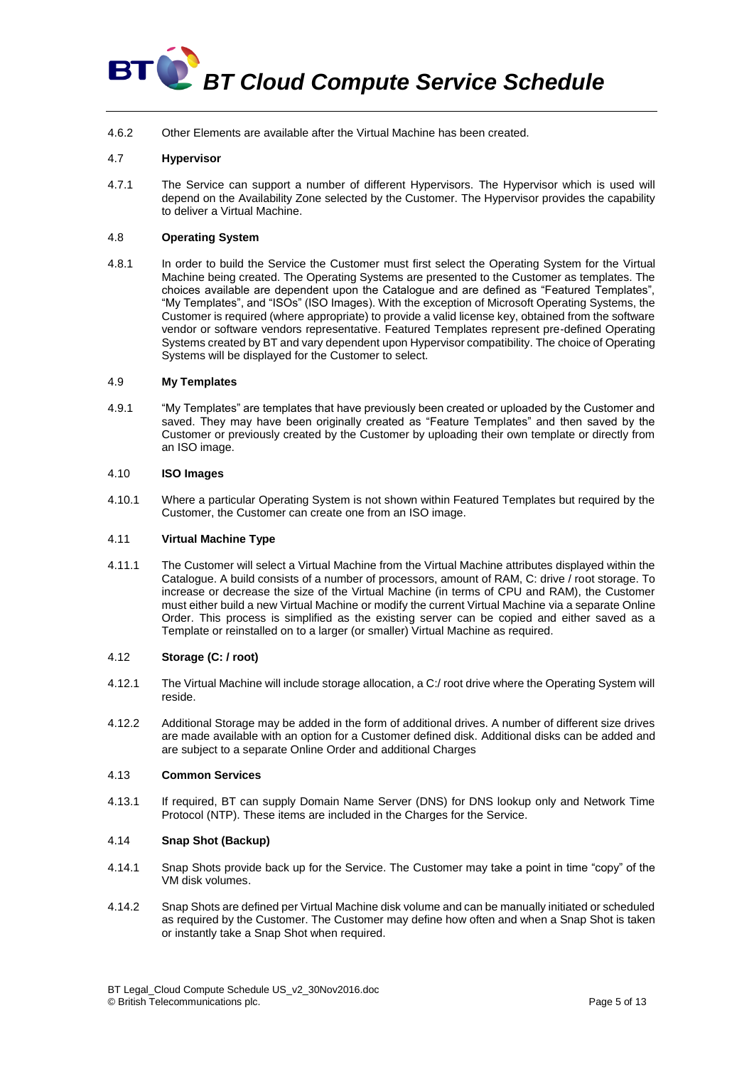4.6.2 Other Elements are available after the Virtual Machine has been created.

### 4.7 Hypervisor

4.7.1 The Service can support a number of different Hypervisors. The Hypervisor which is used will depend on the Availability Zone selected by the Customer. The Hypervisor provides the capability to deliver a Virtual Machine.

### 4.8 Operating System

4.8.1 In order to build the Service the Customer must first select the Operating System for the Virtual Machine being created. The Operating Systems are presented to the Customer as templates. The choices available are dependent upon the Catalogue and are defined as "Featured Templates", "My Templates", and "ISOs" (ISO Images). With the exception of Microsoft Operating Systems, the Customer is required (where appropriate) to provide a valid license key, obtained from the software vendor or software vendors representative. Featured Templates represent pre-defined Operating Systems created by BT and vary dependent upon Hypervisor compatibility. The choice of Operating Systems will be displayed for the Customer to select.

### 4.9 My Templates

4.9.1 "My Templates" are templates that have previously been created or uploaded by the Customer and saved. They may have been originally created as "Feature Templates" and then saved by the Customer or previously created by the Customer by uploading their own template or directly from an ISO image.

### 4.10 ISO Images

4.10.1 Where a particular Operating System is not shown within Featured Templates but required by the Customer, the Customer can create one from an ISO image.

### 4.11 Virtual Machine Type

4.11.1 The Customer will select a Virtual Machine from the Virtual Machine attributes displayed within the Catalogue. A build consists of a number of processors, amount of RAM, C: drive / root storage. To increase or decrease the size of the Virtual Machine (in terms of CPU and RAM), the Customer must either build a new Virtual Machine or modify the current Virtual Machine via a separate Online Order. This process is simplified as the existing server can be copied and either saved as a Template or reinstalled on to a larger (or smaller) Virtual Machine as required.

### 4.12 Storage (C: / root)

4.12.1 The Virtual Machine will include storage allocation, a C:/ root drive where the Operating System will reside.

4.12.2 Additional Storage may be added in the form of additional drives. A number of different size drives are made available with an option for a Customer defined disk. Additional disks can be added and are subject to a separate Online Order and additional Charges

### 4.13 Common Services

4.13.1 If required, BT can supply Domain Name Server (DNS) for DNS lookup only and Network Time Protocol (NTP). These items are included in the Charges for the Service.

### 4.14 Snap Shot (Backup)

4.14.1 Snap Shots provide back up for the Service. The Customer may take a point in time "copy" of the VM disk volumes.

4.14.2 Snap Shots are defined per Virtual Machine disk volume and can be manually initiated or scheduled as required by the Customer. The Customer may define how often and when a Snap Shot is taken or instantly take a Snap Shot when required.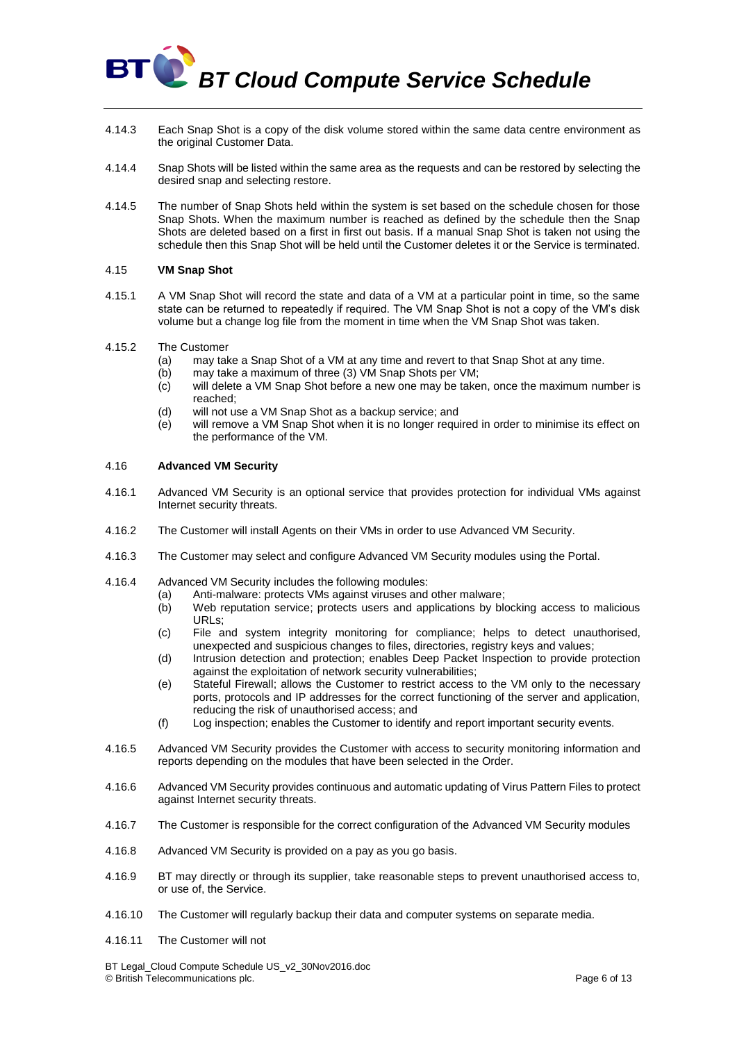4.14.3 Each Snap Shot is a copy of the disk volume stored within the same data centre environment as the original Customer Data.

4.14.4 Snap Shots will be listed within the same area as the requests and can be restored by selecting the desired snap and selecting restore.

4.14.5 The number of Snap Shots held within the system is set based on the schedule chosen for those Snap Shots. When the maximum number is reached as defined by the schedule then the Snap Shots are deleted based on a first in first out basis. If a manual Snap Shot is taken not using the schedule then this Snap Shot will be held until the Customer deletes it or the Service is terminated.

### 4.15 VM Snap Shot

4.15.1 A VM Snap Shot will record the state and data of a VM at a particular point in time, so the same state can be returned to repeatedly if required. The VM Snap Shot is not a copy of the VM's disk volume but a change log file from the moment in time when the VM Snap Shot was taken.

4.15.2 The Customer

- (a) may take a Snap Shot of a VM at any time and revert to that Snap Shot at any time.
- (b) may take a maximum of three (3) VM Snap Shots per VM;
- (c) will delete a VM Snap Shot before a new one may be taken, once the maximum number is reached;
- (d) will not use a VM Snap Shot as a backup service; and
- (e) will remove a VM Snap Shot when it is no longer required in order to minimise its effect on the performance of the VM.

### 4.16 Advanced VM Security

4.16.1 Advanced VM Security is an optional service that provides protection for individual VMs against Internet security threats.

4.16.2 The Customer will install Agents on their VMs in order to use Advanced VM Security.

4.16.3 The Customer may select and configure Advanced VM Security modules using the Portal.

4.16.4 Advanced VM Security includes the following modules:

- (a) Anti-malware: protects VMs against viruses and other malware;
- (b) Web reputation service; protects users and applications by blocking access to malicious URLs;
- (c) File and system integrity monitoring for compliance; helps to detect unauthorised, unexpected and suspicious changes to files, directories, registry keys and values;
- (d) Intrusion detection and protection; enables Deep Packet Inspection to provide protection against the exploitation of network security vulnerabilities;
- (e) Stateful Firewall; allows the Customer to restrict access to the VM only to the necessary ports, protocols and IP addresses for the correct functioning of the server and application, reducing the risk of unauthorised access; and
- (f) Log inspection; enables the Customer to identify and report important security events.

4.16.5 Advanced VM Security provides the Customer with access to security monitoring information and reports depending on the modules that have been selected in the Order.

4.16.6 Advanced VM Security provides continuous and automatic updating of Virus Pattern Files to protect against Internet security threats.

4.16.7 The Customer is responsible for the correct configuration of the Advanced VM Security modules

4.16.8 Advanced VM Security is provided on a pay as you go basis.

4.16.9 BT may directly or through its supplier, take reasonable steps to prevent unauthorised access to, or use of, the Service.

4.16.10 The Customer will regularly backup their data and computer systems on separate media.

4.16.11 The Customer will not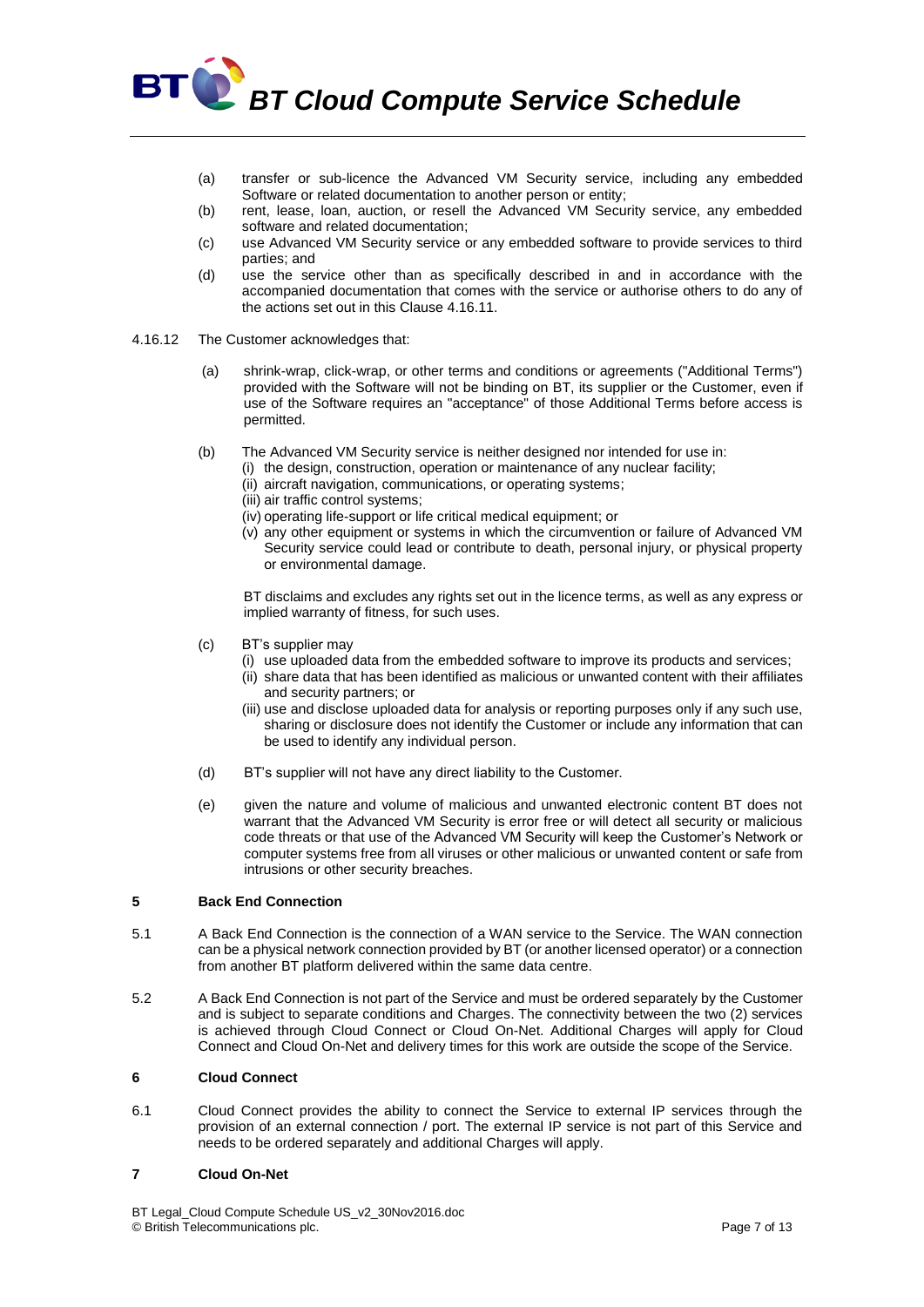(a) transfer or sub-licence the Advanced VM Security service, including any embedded Software or related documentation to another person or entity;

(b) rent, lease, loan, auction, or resell the Advanced VM Security service, any embedded software and related documentation;

(c) use Advanced VM Security service or any embedded software to provide services to third parties; and

(d) use the service other than as specifically described in and in accordance with the accompanied documentation that comes with the service or authorise others to do any of the actions set out in this Clause 4.16.11.

4.16.12 The Customer acknowledges that:

(a) shrink-wrap, click-wrap, or other terms and conditions or agreements ("Additional Terms") provided with the Software will not be binding on BT, its supplier or the Customer, even if use of the Software requires an "acceptance" of those Additional Terms before access is permitted.

(b) The Advanced VM Security service is neither designed nor intended for use in:

(i) the design, construction, operation or maintenance of any nuclear facility;
(ii) aircraft navigation, communications, or operating systems;
(iii) air traffic control systems;
(iv) operating life-support or life critical medical equipment; or
(v) any other equipment or systems in which the circumvention or failure of Advanced VM Security service could lead or contribute to death, personal injury, or physical property or environmental damage.

BT disclaims and excludes any rights set out in the licence terms, as well as any express or implied warranty of fitness, for such uses.

(c) BT's supplier may

(i) use uploaded data from the embedded software to improve its products and services;
(ii) share data that has been identified as malicious or unwanted content with their affiliates and security partners; or
(iii) use and disclose uploaded data for analysis or reporting purposes only if any such use, sharing or disclosure does not identify the Customer or include any information that can be used to identify any individual person.

(d) BT's supplier will not have any direct liability to the Customer.

(e) given the nature and volume of malicious and unwanted electronic content BT does not warrant that the Advanced VM Security is error free or will detect all security or malicious code threats or that use of the Advanced VM Security will keep the Customer's Network or computer systems free from all viruses or other malicious or unwanted content or safe from intrusions or other security breaches.

## 5 Back End Connection

5.1 A Back End Connection is the connection of a WAN service to the Service. The WAN connection can be a physical network connection provided by BT (or another licensed operator) or a connection from another BT platform delivered within the same data centre.

5.2 A Back End Connection is not part of the Service and must be ordered separately by the Customer and is subject to separate conditions and Charges. The connectivity between the two (2) services is achieved through Cloud Connect or Cloud On-Net. Additional Charges will apply for Cloud Connect and Cloud On-Net and delivery times for this work are outside the scope of the Service.

## 6 Cloud Connect

6.1 Cloud Connect provides the ability to connect the Service to external IP services through the provision of an external connection / port. The external IP service is not part of this Service and needs to be ordered separately and additional Charges will apply.

## 7 Cloud On-Net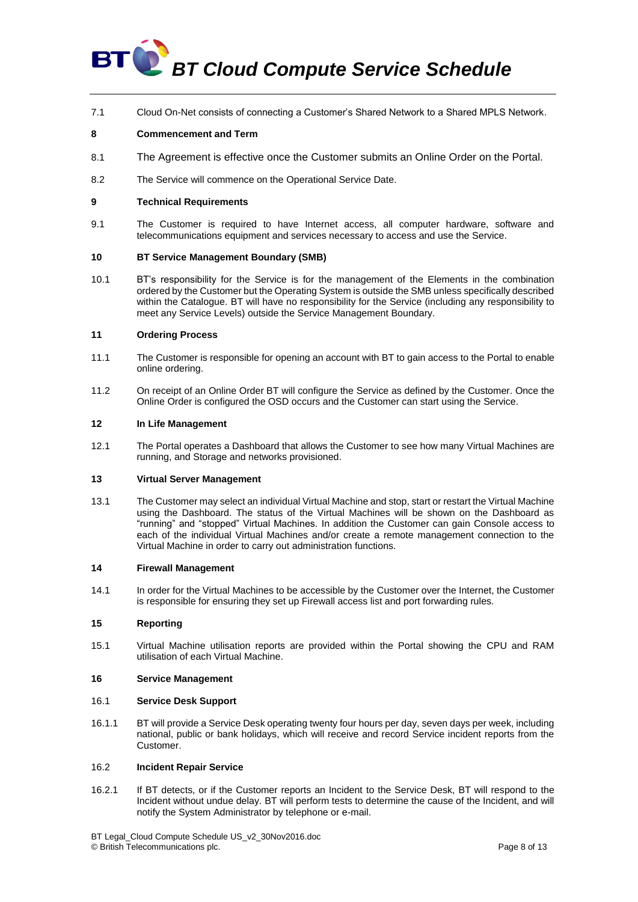7.1 Cloud On-Net consists of connecting a Customer's Shared Network to a Shared MPLS Network.

**8 Commencement and Term**

8.1 The Agreement is effective once the Customer submits an Online Order on the Portal.

8.2 The Service will commence on the Operational Service Date.

**9 Technical Requirements**

9.1 The Customer is required to have Internet access, all computer hardware, software and telecommunications equipment and services necessary to access and use the Service.

**10 BT Service Management Boundary (SMB)**

10.1 BT's responsibility for the Service is for the management of the Elements in the combination ordered by the Customer but the Operating System is outside the SMB unless specifically described within the Catalogue. BT will have no responsibility for the Service (including any responsibility to meet any Service Levels) outside the Service Management Boundary.

**11 Ordering Process**

11.1 The Customer is responsible for opening an account with BT to gain access to the Portal to enable online ordering.

11.2 On receipt of an Online Order BT will configure the Service as defined by the Customer. Once the Online Order is configured the OSD occurs and the Customer can start using the Service.

**12 In Life Management**

12.1 The Portal operates a Dashboard that allows the Customer to see how many Virtual Machines are running, and Storage and networks provisioned.

**13 Virtual Server Management**

13.1 The Customer may select an individual Virtual Machine and stop, start or restart the Virtual Machine using the Dashboard. The status of the Virtual Machines will be shown on the Dashboard as "running" and "stopped" Virtual Machines. In addition the Customer can gain Console access to each of the individual Virtual Machines and/or create a remote management connection to the Virtual Machine in order to carry out administration functions.

**14 Firewall Management**

14.1 In order for the Virtual Machines to be accessible by the Customer over the Internet, the Customer is responsible for ensuring they set up Firewall access list and port forwarding rules.

**15 Reporting**

15.1 Virtual Machine utilisation reports are provided within the Portal showing the CPU and RAM utilisation of each Virtual Machine.

**16 Service Management**

**16.1 Service Desk Support**

16.1.1 BT will provide a Service Desk operating twenty four hours per day, seven days per week, including national, public or bank holidays, which will receive and record Service incident reports from the Customer.

**16.2 Incident Repair Service**

16.2.1 If BT detects, or if the Customer reports an Incident to the Service Desk, BT will respond to the Incident without undue delay. BT will perform tests to determine the cause of the Incident, and will notify the System Administrator by telephone or e-mail.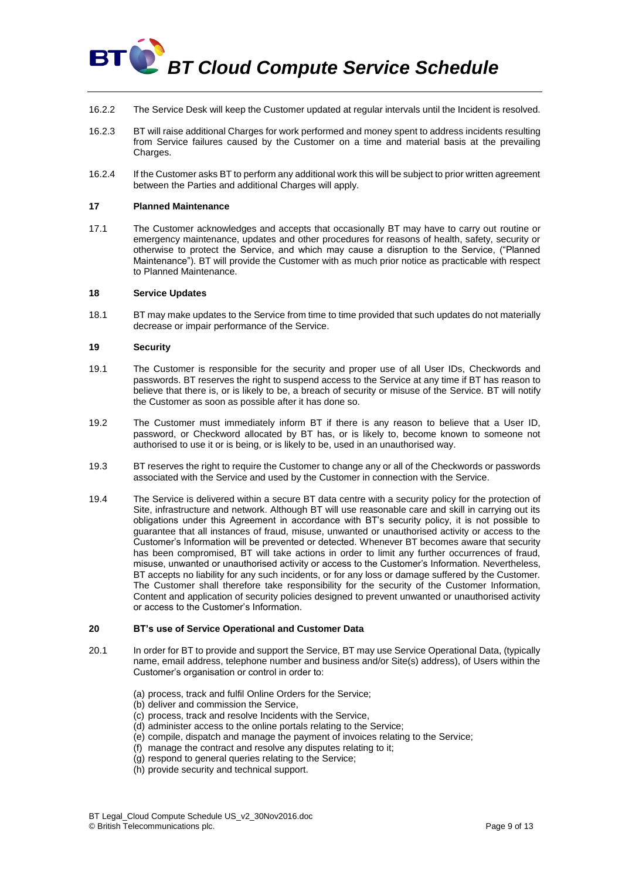16.2.2 The Service Desk will keep the Customer updated at regular intervals until the Incident is resolved.

16.2.3 BT will raise additional Charges for work performed and money spent to address incidents resulting from Service failures caused by the Customer on a time and material basis at the prevailing Charges.

16.2.4 If the Customer asks BT to perform any additional work this will be subject to prior written agreement between the Parties and additional Charges will apply.

## 17 Planned Maintenance

17.1 The Customer acknowledges and accepts that occasionally BT may have to carry out routine or emergency maintenance, updates and other procedures for reasons of health, safety, security or otherwise to protect the Service, and which may cause a disruption to the Service, ("Planned Maintenance"). BT will provide the Customer with as much prior notice as practicable with respect to Planned Maintenance.

## 18 Service Updates

18.1 BT may make updates to the Service from time to time provided that such updates do not materially decrease or impair performance of the Service.

## 19 Security

19.1 The Customer is responsible for the security and proper use of all User IDs, Checkwords and passwords. BT reserves the right to suspend access to the Service at any time if BT has reason to believe that there is, or is likely to be, a breach of security or misuse of the Service. BT will notify the Customer as soon as possible after it has done so.

19.2 The Customer must immediately inform BT if there is any reason to believe that a User ID, password, or Checkword allocated by BT has, or is likely to, become known to someone not authorised to use it or is being, or is likely to be, used in an unauthorised way.

19.3 BT reserves the right to require the Customer to change any or all of the Checkwords or passwords associated with the Service and used by the Customer in connection with the Service.

19.4 The Service is delivered within a secure BT data centre with a security policy for the protection of Site, infrastructure and network. Although BT will use reasonable care and skill in carrying out its obligations under this Agreement in accordance with BT's security policy, it is not possible to guarantee that all instances of fraud, misuse, unwanted or unauthorised activity or access to the Customer's Information will be prevented or detected. Whenever BT becomes aware that security has been compromised, BT will take actions in order to limit any further occurrences of fraud, misuse, unwanted or unauthorised activity or access to the Customer's Information. Nevertheless, BT accepts no liability for any such incidents, or for any loss or damage suffered by the Customer. The Customer shall therefore take responsibility for the security of the Customer Information, Content and application of security policies designed to prevent unwanted or unauthorised activity or access to the Customer's Information.

## 20 BT's use of Service Operational and Customer Data

20.1 In order for BT to provide and support the Service, BT may use Service Operational Data, (typically name, email address, telephone number and business and/or Site(s) address), of Users within the Customer's organisation or control in order to:

(a) process, track and fulfil Online Orders for the Service;
(b) deliver and commission the Service,
(c) process, track and resolve Incidents with the Service,
(d) administer access to the online portals relating to the Service;
(e) compile, dispatch and manage the payment of invoices relating to the Service;
(f) manage the contract and resolve any disputes relating to it;
(g) respond to general queries relating to the Service;
(h) provide security and technical support.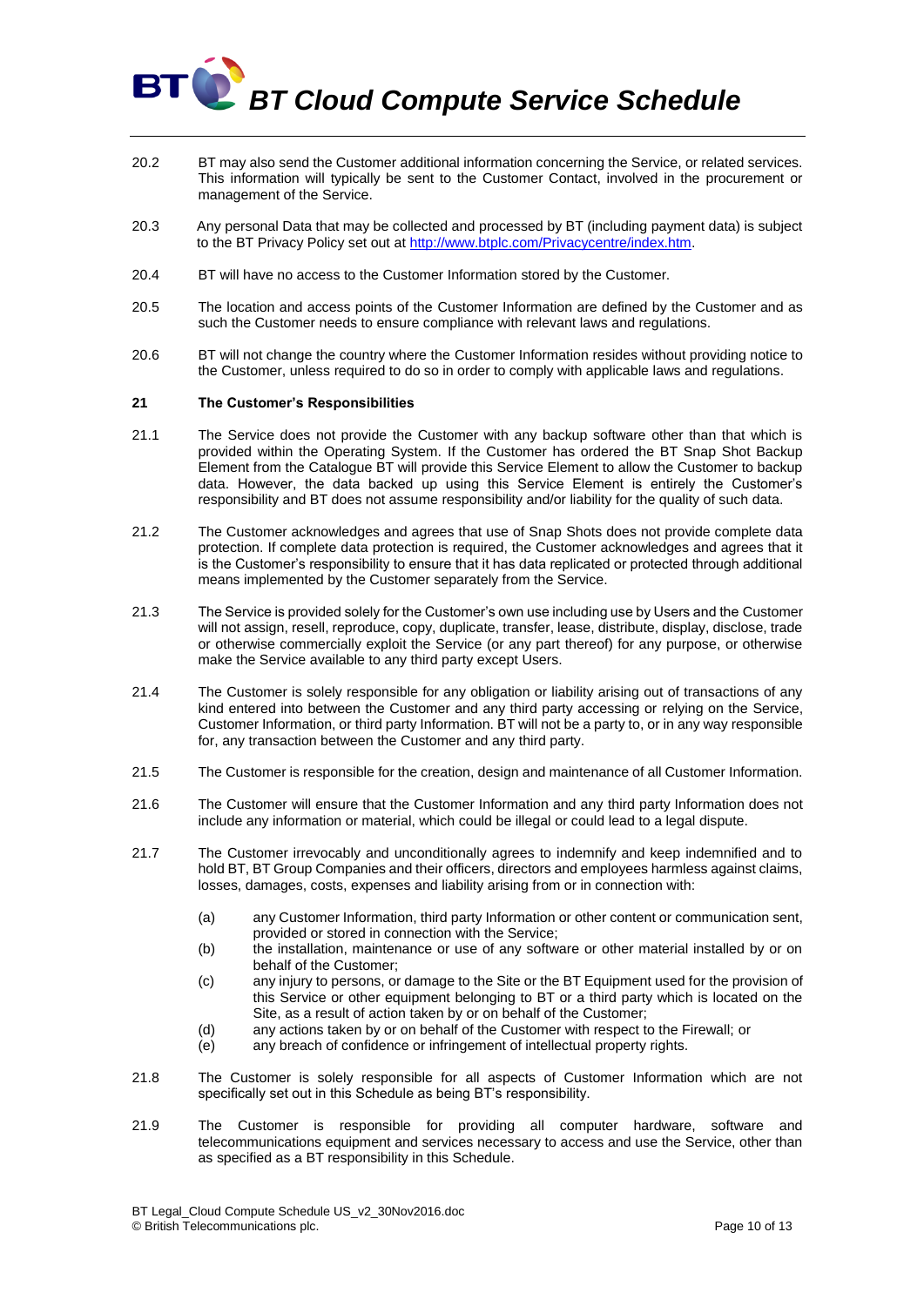20.2 BT may also send the Customer additional information concerning the Service, or related services. This information will typically be sent to the Customer Contact, involved in the procurement or management of the Service.

20.3 Any personal Data that may be collected and processed by BT (including payment data) is subject to the BT Privacy Policy set out at http://www.btplc.com/Privacycentre/index.htm.

20.4 BT will have no access to the Customer Information stored by the Customer.

20.5 The location and access points of the Customer Information are defined by the Customer and as such the Customer needs to ensure compliance with relevant laws and regulations.

20.6 BT will not change the country where the Customer Information resides without providing notice to the Customer, unless required to do so in order to comply with applicable laws and regulations.

## 21 The Customer's Responsibilities

21.1 The Service does not provide the Customer with any backup software other than that which is provided within the Operating System. If the Customer has ordered the BT Snap Shot Backup Element from the Catalogue BT will provide this Service Element to allow the Customer to backup data. However, the data backed up using this Service Element is entirely the Customer's responsibility and BT does not assume responsibility and/or liability for the quality of such data.

21.2 The Customer acknowledges and agrees that use of Snap Shots does not provide complete data protection. If complete data protection is required, the Customer acknowledges and agrees that it is the Customer's responsibility to ensure that it has data replicated or protected through additional means implemented by the Customer separately from the Service.

21.3 The Service is provided solely for the Customer's own use including use by Users and the Customer will not assign, resell, reproduce, copy, duplicate, transfer, lease, distribute, display, disclose, trade or otherwise commercially exploit the Service (or any part thereof) for any purpose, or otherwise make the Service available to any third party except Users.

21.4 The Customer is solely responsible for any obligation or liability arising out of transactions of any kind entered into between the Customer and any third party accessing or relying on the Service, Customer Information, or third party Information. BT will not be a party to, or in any way responsible for, any transaction between the Customer and any third party.

21.5 The Customer is responsible for the creation, design and maintenance of all Customer Information.

21.6 The Customer will ensure that the Customer Information and any third party Information does not include any information or material, which could be illegal or could lead to a legal dispute.

21.7 The Customer irrevocably and unconditionally agrees to indemnify and keep indemnified and to hold BT, BT Group Companies and their officers, directors and employees harmless against claims, losses, damages, costs, expenses and liability arising from or in connection with:

(a) any Customer Information, third party Information or other content or communication sent, provided or stored in connection with the Service;
(b) the installation, maintenance or use of any software or other material installed by or on behalf of the Customer;
(c) any injury to persons, or damage to the Site or the BT Equipment used for the provision of this Service or other equipment belonging to BT or a third party which is located on the Site, as a result of action taken by or on behalf of the Customer;
(d) any actions taken by or on behalf of the Customer with respect to the Firewall; or
(e) any breach of confidence or infringement of intellectual property rights.

21.8 The Customer is solely responsible for all aspects of Customer Information which are not specifically set out in this Schedule as being BT's responsibility.

21.9 The Customer is responsible for providing all computer hardware, software and telecommunications equipment and services necessary to access and use the Service, other than as specified as a BT responsibility in this Schedule.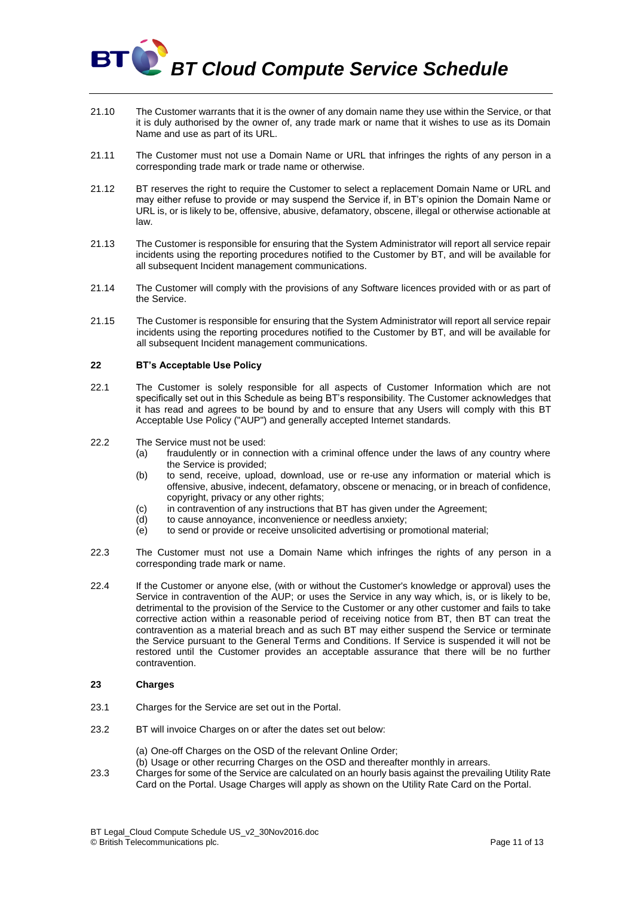21.10 The Customer warrants that it is the owner of any domain name they use within the Service, or that it is duly authorised by the owner of, any trade mark or name that it wishes to use as its Domain Name and use as part of its URL.

21.11 The Customer must not use a Domain Name or URL that infringes the rights of any person in a corresponding trade mark or trade name or otherwise.

21.12 BT reserves the right to require the Customer to select a replacement Domain Name or URL and may either refuse to provide or may suspend the Service if, in BT's opinion the Domain Name or URL is, or is likely to be, offensive, abusive, defamatory, obscene, illegal or otherwise actionable at law.

21.13 The Customer is responsible for ensuring that the System Administrator will report all service repair incidents using the reporting procedures notified to the Customer by BT, and will be available for all subsequent Incident management communications.

21.14 The Customer will comply with the provisions of any Software licences provided with or as part of the Service.

21.15 The Customer is responsible for ensuring that the System Administrator will report all service repair incidents using the reporting procedures notified to the Customer by BT, and will be available for all subsequent Incident management communications.

## 22 BT's Acceptable Use Policy

22.1 The Customer is solely responsible for all aspects of Customer Information which are not specifically set out in this Schedule as being BT's responsibility. The Customer acknowledges that it has read and agrees to be bound by and to ensure that any Users will comply with this BT Acceptable Use Policy ("AUP") and generally accepted Internet standards.

22.2 The Service must not be used:

(a) fraudulently or in connection with a criminal offence under the laws of any country where the Service is provided;

(b) to send, receive, upload, download, use or re-use any information or material which is offensive, abusive, indecent, defamatory, obscene or menacing, or in breach of confidence, copyright, privacy or any other rights;

(c) in contravention of any instructions that BT has given under the Agreement;

(d) to cause annoyance, inconvenience or needless anxiety;

(e) to send or provide or receive unsolicited advertising or promotional material;

22.3 The Customer must not use a Domain Name which infringes the rights of any person in a corresponding trade mark or name.

22.4 If the Customer or anyone else, (with or without the Customer's knowledge or approval) uses the Service in contravention of the AUP; or uses the Service in any way which, is, or is likely to be, detrimental to the provision of the Service to the Customer or any other customer and fails to take corrective action within a reasonable period of receiving notice from BT, then BT can treat the contravention as a material breach and as such BT may either suspend the Service or terminate the Service pursuant to the General Terms and Conditions. If Service is suspended it will not be restored until the Customer provides an acceptable assurance that there will be no further contravention.

## 23 Charges

23.1 Charges for the Service are set out in the Portal.

23.2 BT will invoice Charges on or after the dates set out below:

(a) One-off Charges on the OSD of the relevant Online Order;

(b) Usage or other recurring Charges on the OSD and thereafter monthly in arrears.

23.3 Charges for some of the Service are calculated on an hourly basis against the prevailing Utility Rate Card on the Portal. Usage Charges will apply as shown on the Utility Rate Card on the Portal.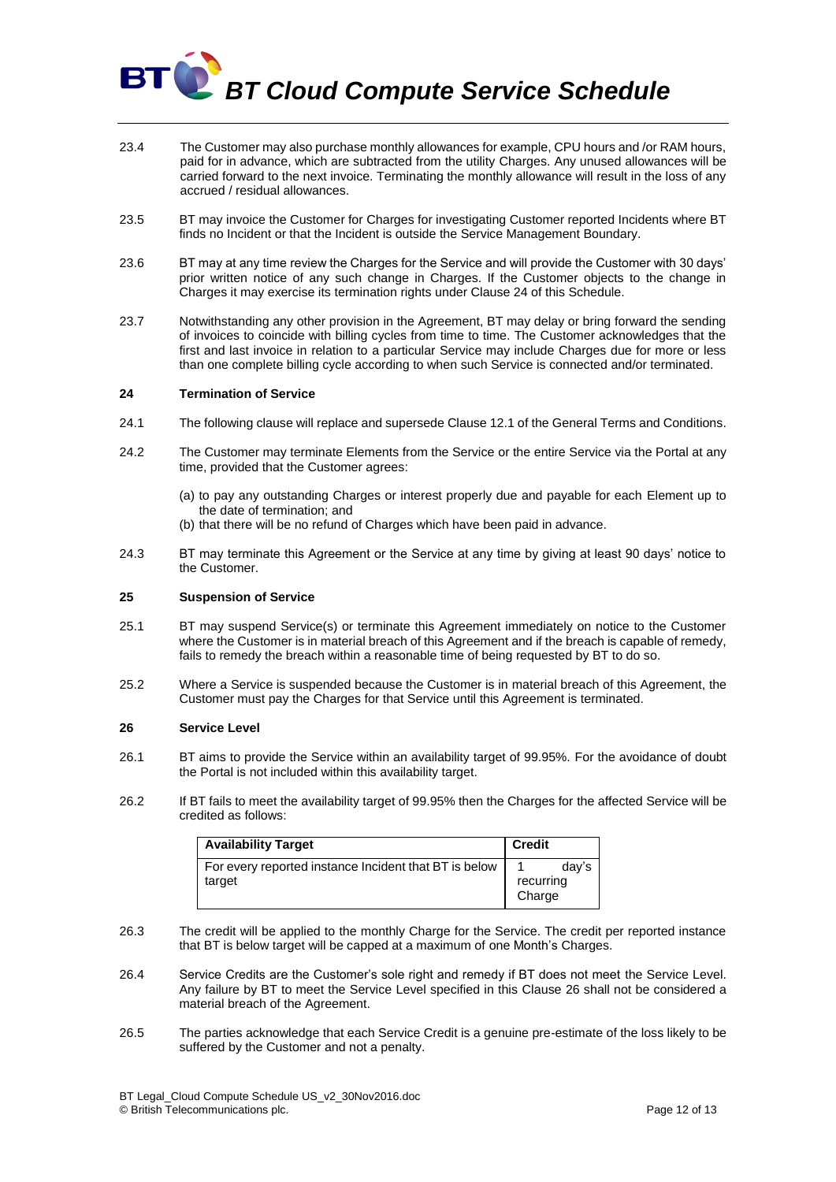23.4 The Customer may also purchase monthly allowances for example, CPU hours and /or RAM hours, paid for in advance, which are subtracted from the utility Charges. Any unused allowances will be carried forward to the next invoice. Terminating the monthly allowance will result in the loss of any accrued / residual allowances.

23.5 BT may invoice the Customer for Charges for investigating Customer reported Incidents where BT finds no Incident or that the Incident is outside the Service Management Boundary.

23.6 BT may at any time review the Charges for the Service and will provide the Customer with 30 days' prior written notice of any such change in Charges. If the Customer objects to the change in Charges it may exercise its termination rights under Clause 24 of this Schedule.

23.7 Notwithstanding any other provision in the Agreement, BT may delay or bring forward the sending of invoices to coincide with billing cycles from time to time. The Customer acknowledges that the first and last invoice in relation to a particular Service may include Charges due for more or less than one complete billing cycle according to when such Service is connected and/or terminated.

## 24 Termination of Service

24.1 The following clause will replace and supersede Clause 12.1 of the General Terms and Conditions.

24.2 The Customer may terminate Elements from the Service or the entire Service via the Portal at any time, provided that the Customer agrees:

(a) to pay any outstanding Charges or interest properly due and payable for each Element up to the date of termination; and
(b) that there will be no refund of Charges which have been paid in advance.

24.3 BT may terminate this Agreement or the Service at any time by giving at least 90 days' notice to the Customer.

## 25 Suspension of Service

25.1 BT may suspend Service(s) or terminate this Agreement immediately on notice to the Customer where the Customer is in material breach of this Agreement and if the breach is capable of remedy, fails to remedy the breach within a reasonable time of being requested by BT to do so.

25.2 Where a Service is suspended because the Customer is in material breach of this Agreement, the Customer must pay the Charges for that Service until this Agreement is terminated.

## 26 Service Level

26.1 BT aims to provide the Service within an availability target of 99.95%. For the avoidance of doubt the Portal is not included within this availability target.

26.2 If BT fails to meet the availability target of 99.95% then the Charges for the affected Service will be credited as follows:

| Availability Target | Credit |
|---|---|
| For every reported instance Incident that BT is below target | 1 day's recurring Charge |

26.3 The credit will be applied to the monthly Charge for the Service. The credit per reported instance that BT is below target will be capped at a maximum of one Month's Charges.

26.4 Service Credits are the Customer's sole right and remedy if BT does not meet the Service Level. Any failure by BT to meet the Service Level specified in this Clause 26 shall not be considered a material breach of the Agreement.

26.5 The parties acknowledge that each Service Credit is a genuine pre-estimate of the loss likely to be suffered by the Customer and not a penalty.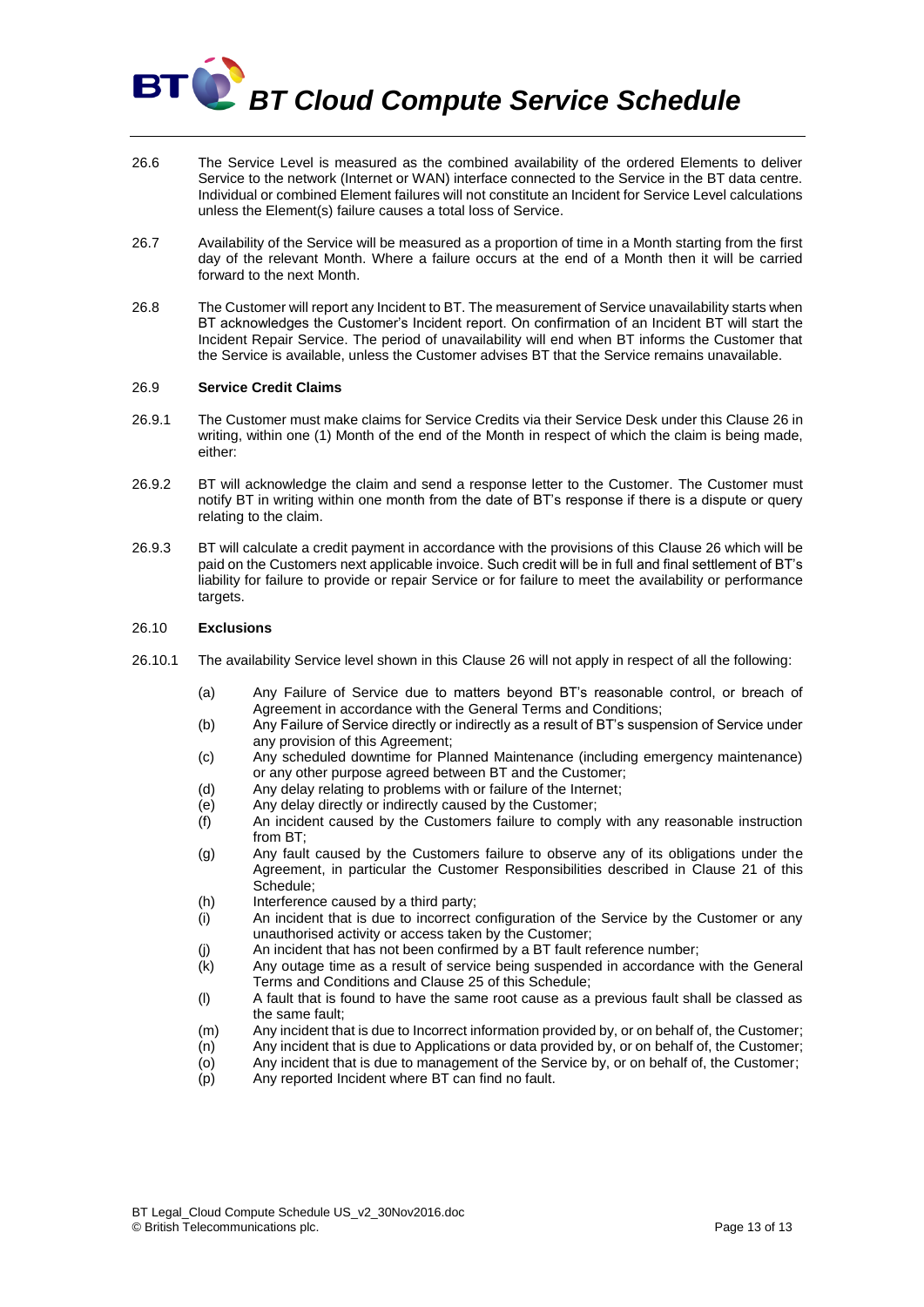26.6 The Service Level is measured as the combined availability of the ordered Elements to deliver Service to the network (Internet or WAN) interface connected to the Service in the BT data centre. Individual or combined Element failures will not constitute an Incident for Service Level calculations unless the Element(s) failure causes a total loss of Service.

26.7 Availability of the Service will be measured as a proportion of time in a Month starting from the first day of the relevant Month. Where a failure occurs at the end of a Month then it will be carried forward to the next Month.

26.8 The Customer will report any Incident to BT. The measurement of Service unavailability starts when BT acknowledges the Customer's Incident report. On confirmation of an Incident BT will start the Incident Repair Service. The period of unavailability will end when BT informs the Customer that the Service is available, unless the Customer advises BT that the Service remains unavailable.

26.9 **Service Credit Claims**

26.9.1 The Customer must make claims for Service Credits via their Service Desk under this Clause 26 in writing, within one (1) Month of the end of the Month in respect of which the claim is being made, either:

26.9.2 BT will acknowledge the claim and send a response letter to the Customer. The Customer must notify BT in writing within one month from the date of BT's response if there is a dispute or query relating to the claim.

26.9.3 BT will calculate a credit payment in accordance with the provisions of this Clause 26 which will be paid on the Customers next applicable invoice. Such credit will be in full and final settlement of BT's liability for failure to provide or repair Service or for failure to meet the availability or performance targets.

26.10 **Exclusions**

26.10.1 The availability Service level shown in this Clause 26 will not apply in respect of all the following:

(a) Any Failure of Service due to matters beyond BT's reasonable control, or breach of Agreement in accordance with the General Terms and Conditions;
(b) Any Failure of Service directly or indirectly as a result of BT's suspension of Service under any provision of this Agreement;
(c) Any scheduled downtime for Planned Maintenance (including emergency maintenance) or any other purpose agreed between BT and the Customer;
(d) Any delay relating to problems with or failure of the Internet;
(e) Any delay directly or indirectly caused by the Customer;
(f) An incident caused by the Customers failure to comply with any reasonable instruction from BT;
(g) Any fault caused by the Customers failure to observe any of its obligations under the Agreement, in particular the Customer Responsibilities described in Clause 21 of this Schedule;
(h) Interference caused by a third party;
(i) An incident that is due to incorrect configuration of the Service by the Customer or any unauthorised activity or access taken by the Customer;
(j) An incident that has not been confirmed by a BT fault reference number;
(k) Any outage time as a result of service being suspended in accordance with the General Terms and Conditions and Clause 25 of this Schedule;
(l) A fault that is found to have the same root cause as a previous fault shall be classed as the same fault;
(m) Any incident that is due to Incorrect information provided by, or on behalf of, the Customer;
(n) Any incident that is due to Applications or data provided by, or on behalf of, the Customer;
(o) Any incident that is due to management of the Service by, or on behalf of, the Customer;
(p) Any reported Incident where BT can find no fault.